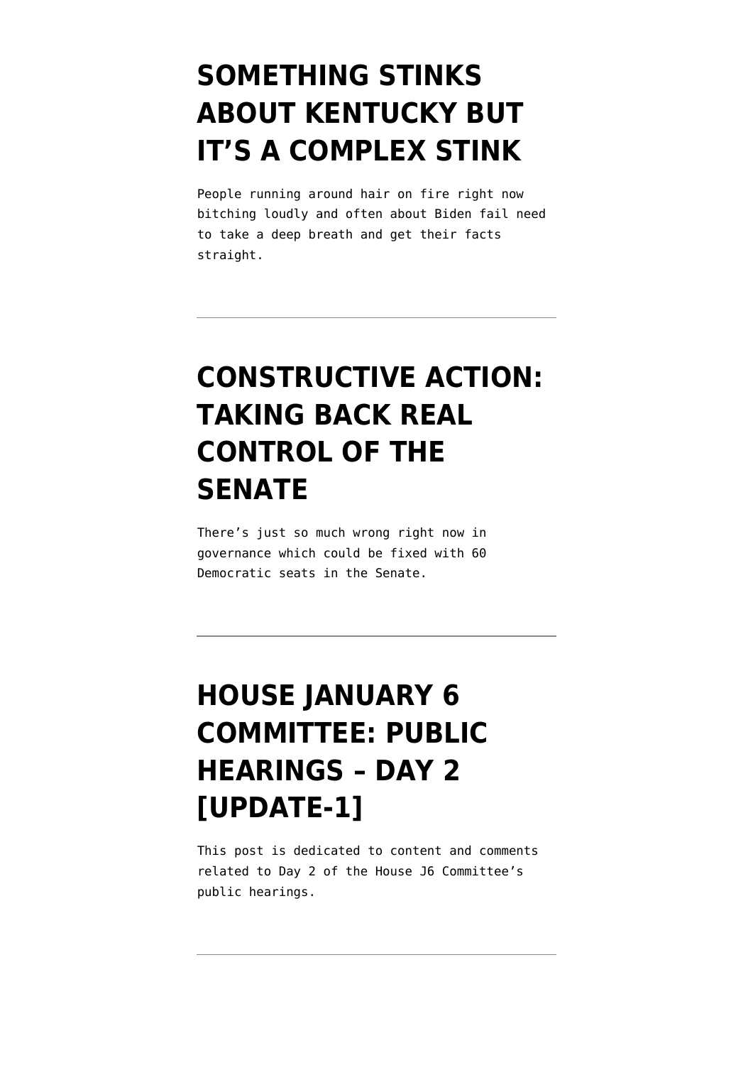# SOMETHING STINKS ABOUT KENTUCKY BUT IT'S A COMPLEX STINK

People running around hair on fire right now bitching loudly and often about Biden fail need to take a deep breath and get their facts straight.

---

# CONSTRUCTIVE ACTION: TAKING BACK REAL CONTROL OF THE SENATE

There's just so much wrong right now in governance which could be fixed with 60 Democratic seats in the Senate.

---

# HOUSE JANUARY 6 COMMITTEE: PUBLIC HEARINGS – DAY 2 [UPDATE-1]

This post is dedicated to content and comments related to Day 2 of the House J6 Committee's public hearings.

---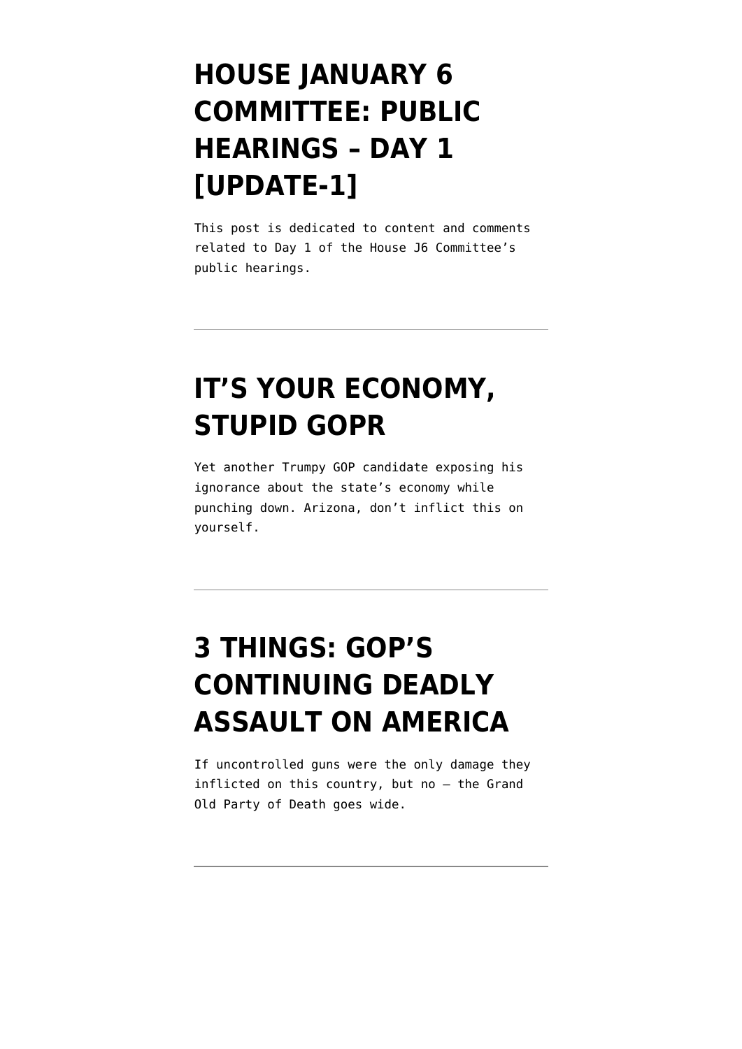# HOUSE JANUARY 6 COMMITTEE: PUBLIC HEARINGS – DAY 1 [UPDATE-1]

This post is dedicated to content and comments related to Day 1 of the House J6 Committee's public hearings.

---

# IT'S YOUR ECONOMY, STUPID GOPR

Yet another Trumpy GOP candidate exposing his ignorance about the state's economy while punching down. Arizona, don't inflict this on yourself.

---

# 3 THINGS: GOP'S CONTINUING DEADLY ASSAULT ON AMERICA

If uncontrolled guns were the only damage they inflicted on this country, but no — the Grand Old Party of Death goes wide.

---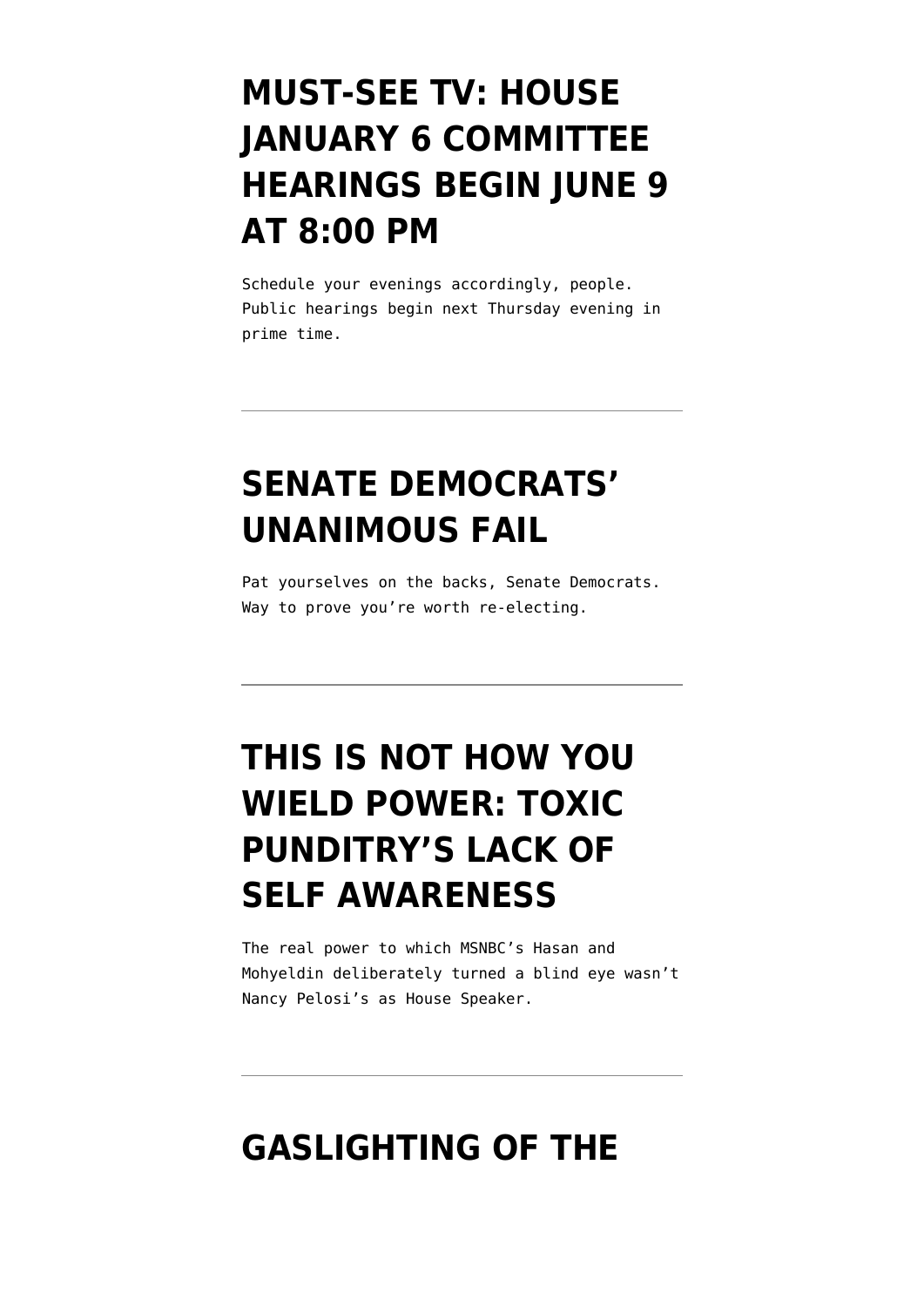# MUST-SEE TV: HOUSE JANUARY 6 COMMITTEE HEARINGS BEGIN JUNE 9 AT 8:00 PM

Schedule your evenings accordingly, people. Public hearings begin next Thursday evening in prime time.

---

# SENATE DEMOCRATS' UNANIMOUS FAIL

Pat yourselves on the backs, Senate Democrats. Way to prove you're worth re-electing.

---

# THIS IS NOT HOW YOU WIELD POWER: TOXIC PUNDITRY'S LACK OF SELF AWARENESS

The real power to which MSNBC's Hasan and Mohyeldin deliberately turned a blind eye wasn't Nancy Pelosi's as House Speaker.

---

# GASLIGHTING OF THE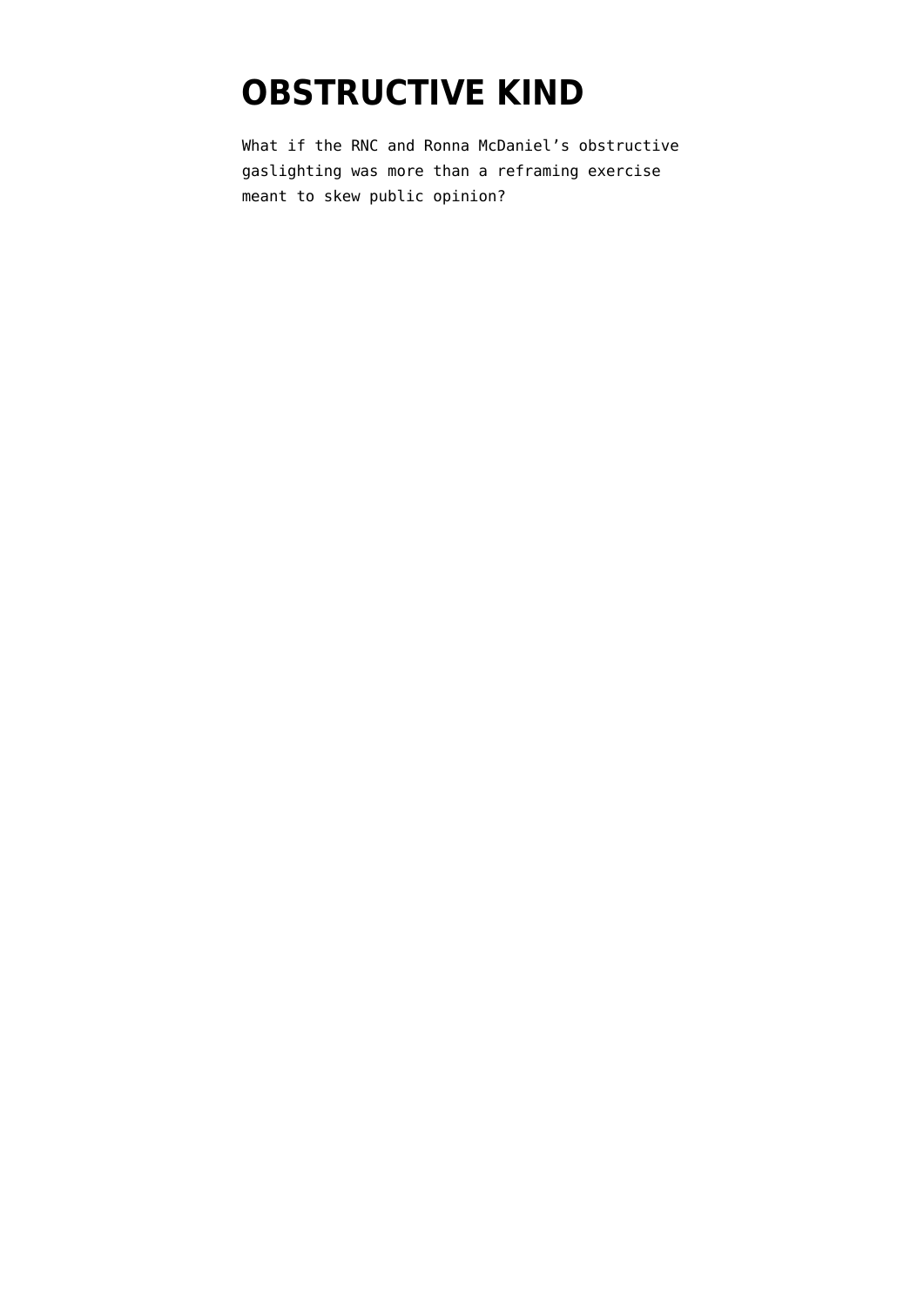# OBSTRUCTIVE KIND

What if the RNC and Ronna McDaniel's obstructive gaslighting was more than a reframing exercise meant to skew public opinion?